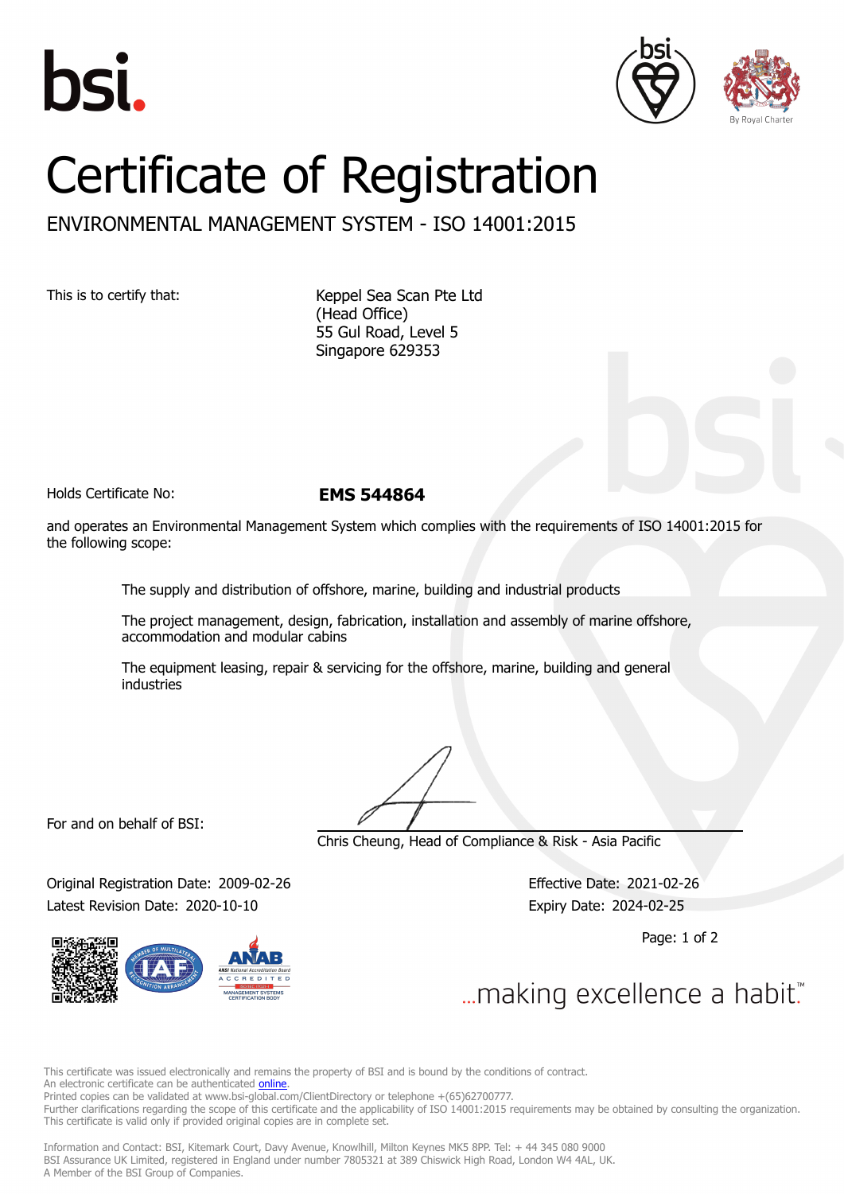bsi.

By Royal Charter

# Certificate of Registration

## ENVIRONMENTAL MANAGEMENT SYSTEM - ISO 14001:2015

This is to certify that:

Keppel Sea Scan Pte Ltd
(Head Office)
55 Gul Road, Level 5
Singapore 629353

Holds Certificate No: **EMS 544864**

and operates an Environmental Management System which complies with the requirements of ISO 14001:2015 for the following scope:

The supply and distribution of offshore, marine, building and industrial products

The project management, design, fabrication, installation and assembly of marine offshore, accommodation and modular cabins

The equipment leasing, repair & servicing for the offshore, marine, building and general industries

For and on behalf of BSI:

Chris Cheung, Head of Compliance & Risk - Asia Pacific

Original Registration Date: 2009-02-26

Latest Revision Date: 2020-10-10

Effective Date: 2021-02-26

Expiry Date: 2024-02-25

...making excellence a habit.™

This certificate was issued electronically and remains the property of BSI and is bound by the conditions of contract.
An electronic certificate can be authenticated online.
Printed copies can be validated at www.bsi-global.com/ClientDirectory or telephone +(65)62700777.
Further clarifications regarding the scope of this certificate and the applicability of ISO 14001:2015 requirements may be obtained by consulting the organization.
This certificate is valid only if provided original copies are in complete set.

Information and Contact: BSI, Kitemark Court, Davy Avenue, Knowlhill, Milton Keynes MK5 8PP. Tel: + 44 345 080 9000
BSI Assurance UK Limited, registered in England under number 7805321 at 389 Chiswick High Road, London W4 4AL, UK.
A Member of the BSI Group of Companies.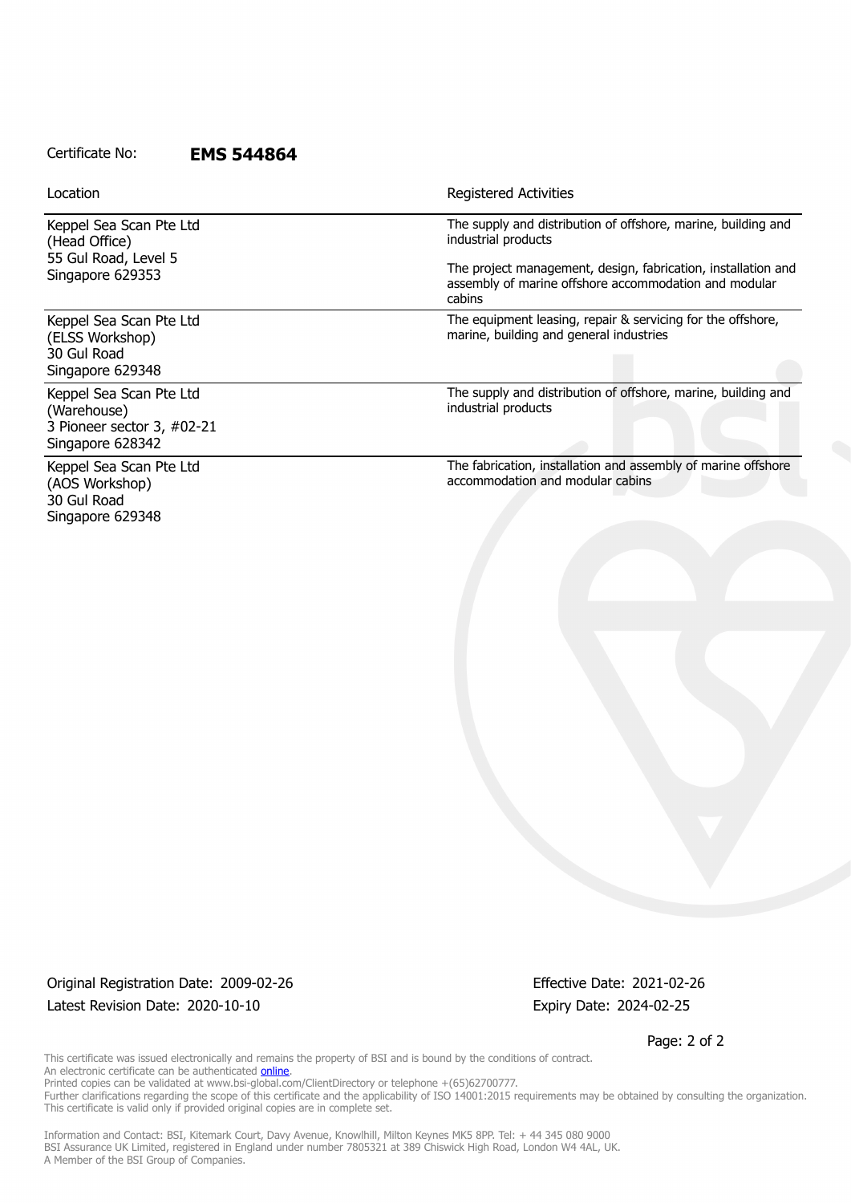Certificate No: **EMS 544864**

| Location | Registered Activities |
|---|---|
| Keppel Sea Scan Pte Ltd (Head Office) 55 Gul Road, Level 5 Singapore 629353 | The supply and distribution of offshore, marine, building and industrial products<br><br>The project management, design, fabrication, installation and assembly of marine offshore accommodation and modular cabins |
| Keppel Sea Scan Pte Ltd (ELSS Workshop) 30 Gul Road Singapore 629348 | The equipment leasing, repair & servicing for the offshore, marine, building and general industries |
| Keppel Sea Scan Pte Ltd (Warehouse) 3 Pioneer sector 3, #02-21 Singapore 628342 | The supply and distribution of offshore, marine, building and industrial products |
| Keppel Sea Scan Pte Ltd (AOS Workshop) 30 Gul Road Singapore 629348 | The fabrication, installation and assembly of marine offshore accommodation and modular cabins |

Original Registration Date: 2009-02-26

Latest Revision Date: 2020-10-10

Effective Date: 2021-02-26

Expiry Date: 2024-02-25

This certificate was issued electronically and remains the property of BSI and is bound by the conditions of contract.
An electronic certificate can be authenticated online.
Printed copies can be validated at www.bsi-global.com/ClientDirectory or telephone +(65)62700777.
Further clarifications regarding the scope of this certificate and the applicability of ISO 14001:2015 requirements may be obtained by consulting the organization.
This certificate is valid only if provided original copies are in complete set.

Information and Contact: BSI, Kitemark Court, Davy Avenue, Knowlhill, Milton Keynes MK5 8PP. Tel: + 44 345 080 9000
BSI Assurance UK Limited, registered in England under number 7805321 at 389 Chiswick High Road, London W4 4AL, UK.
A Member of the BSI Group of Companies.